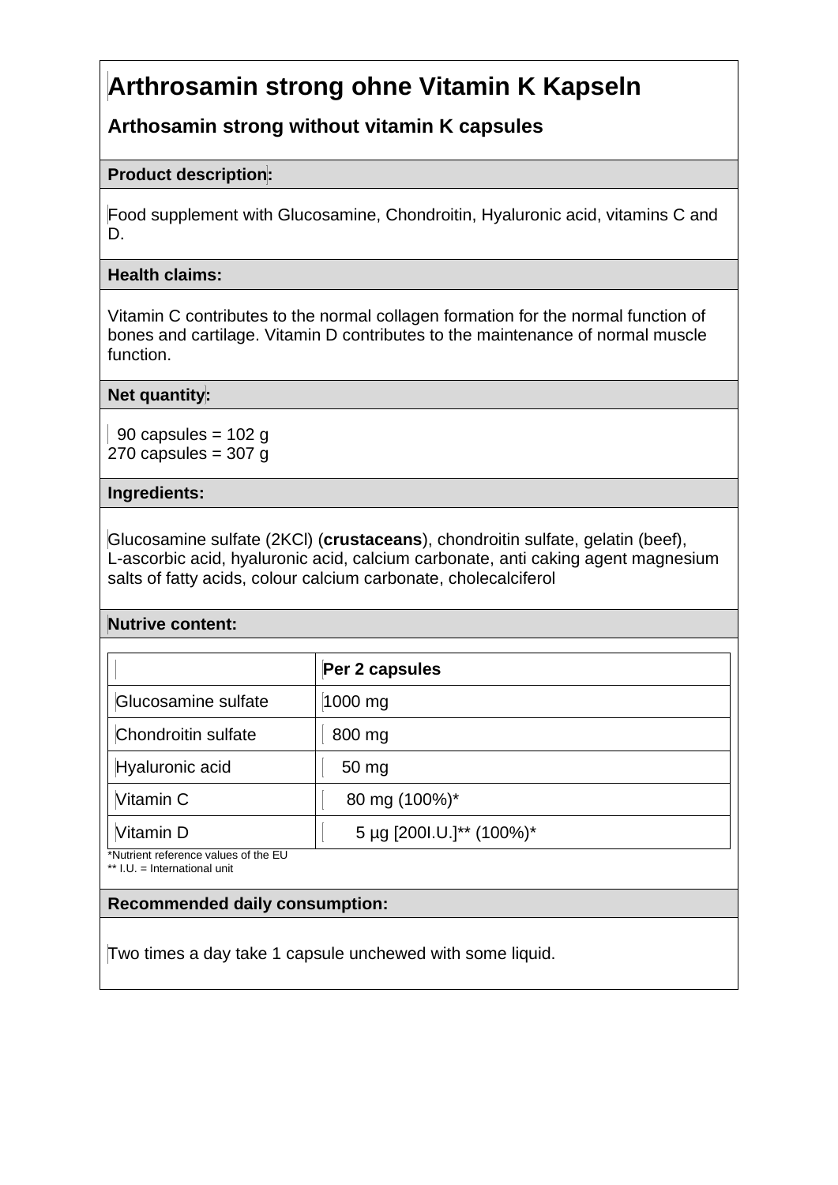# Arthrosamin strong ohne Vitamin K Kapseln

## Arthosamin strong without vitamin K capsules

**Product description:**

Food supplement with Glucosamine, Chondroitin, Hyaluronic acid, vitamins C and D.

**Health claims:**

Vitamin C contributes to the normal collagen formation for the normal function of bones and cartilage. Vitamin D contributes to the maintenance of normal muscle function.

**Net quantity:**

90 capsules = 102 g
270 capsules = 307 g

**Ingredients:**

Glucosamine sulfate (2KCl) (**crustaceans**), chondroitin sulfate, gelatin (beef), L-ascorbic acid, hyaluronic acid, calcium carbonate, anti caking agent magnesium salts of fatty acids, colour calcium carbonate, cholecalciferol

**Nutrive content:**

| | **Per 2 capsules** |
|---|---|
| Glucosamine sulfate | 1000 mg |
| Chondroitin sulfate | 800 mg |
| Hyaluronic acid | 50 mg |
| Vitamin C | 80 mg (100%)* |
| Vitamin D | 5 µg [200I.U.]** (100%)* |

*Nutrient reference values of the EU
** I.U. = International unit

**Recommended daily consumption:**

Two times a day take 1 capsule unchewed with some liquid.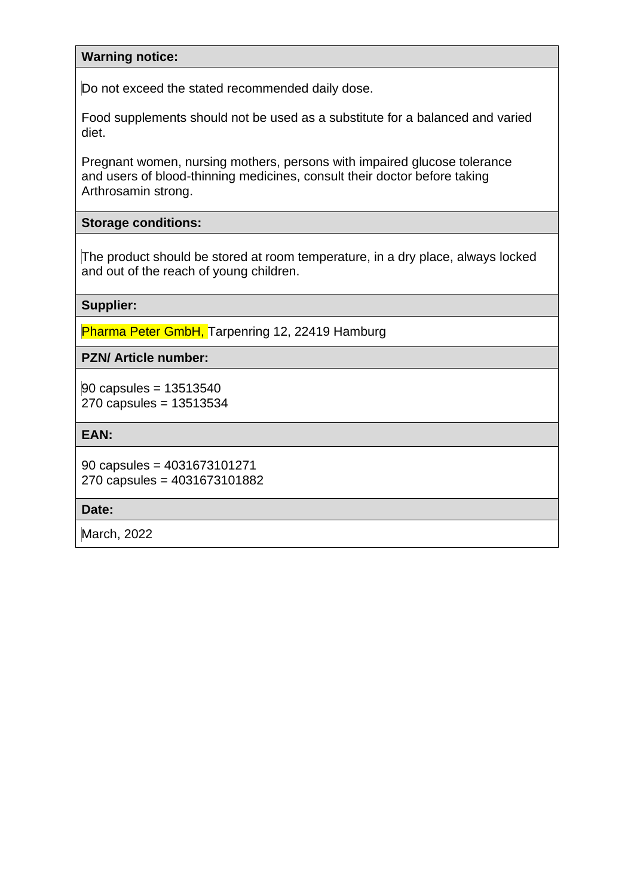**Warning notice:**

Do not exceed the stated recommended daily dose.

Food supplements should not be used as a substitute for a balanced and varied diet.

Pregnant women, nursing mothers, persons with impaired glucose tolerance and users of blood-thinning medicines, consult their doctor before taking Arthrosamin strong.

**Storage conditions:**

The product should be stored at room temperature, in a dry place, always locked and out of the reach of young children.

**Supplier:**

Pharma Peter GmbH, Tarpenring 12, 22419 Hamburg

**PZN/ Article number:**

90 capsules = 13513540
270 capsules = 13513534

**EAN:**

90 capsules = 4031673101271
270 capsules = 4031673101882

**Date:**

March, 2022